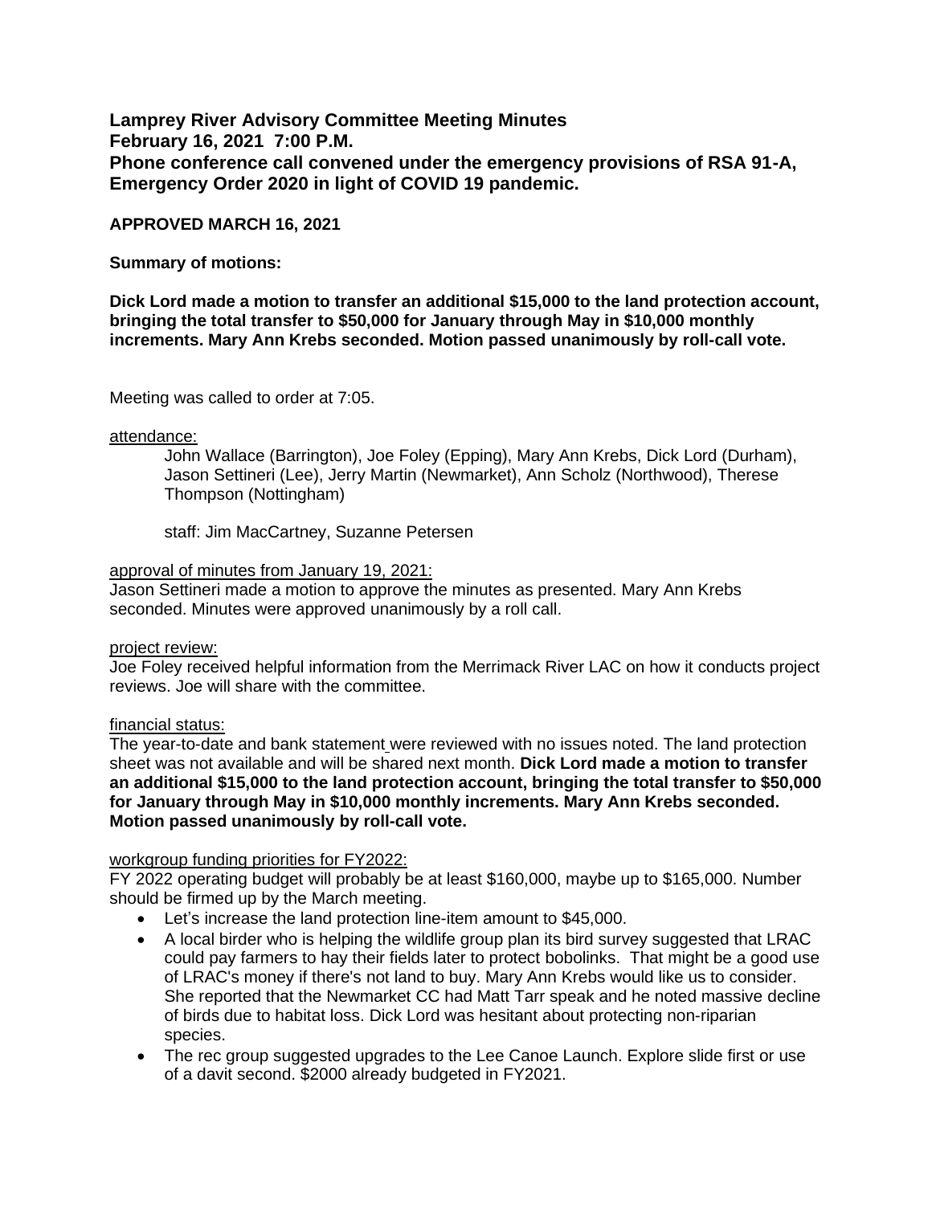**Lamprey River Advisory Committee Meeting Minutes**
**February 16, 2021 7:00 P.M.**
**Phone conference call convened under the emergency provisions of RSA 91-A, Emergency Order 2020 in light of COVID 19 pandemic.**

**APPROVED MARCH 16, 2021**

**Summary of motions:**

**Dick Lord made a motion to transfer an additional $15,000 to the land protection account, bringing the total transfer to $50,000 for January through May in $10,000 monthly increments. Mary Ann Krebs seconded. Motion passed unanimously by roll-call vote.**

Meeting was called to order at 7:05.

attendance:

John Wallace (Barrington), Joe Foley (Epping), Mary Ann Krebs, Dick Lord (Durham), Jason Settineri (Lee), Jerry Martin (Newmarket), Ann Scholz (Northwood), Therese Thompson (Nottingham)

staff: Jim MacCartney, Suzanne Petersen

approval of minutes from January 19, 2021:

Jason Settineri made a motion to approve the minutes as presented. Mary Ann Krebs seconded. Minutes were approved unanimously by a roll call.

project review:

Joe Foley received helpful information from the Merrimack River LAC on how it conducts project reviews. Joe will share with the committee.

financial status:

The year-to-date and bank statement were reviewed with no issues noted. The land protection sheet was not available and will be shared next month. **Dick Lord made a motion to transfer an additional $15,000 to the land protection account, bringing the total transfer to $50,000 for January through May in $10,000 monthly increments. Mary Ann Krebs seconded. Motion passed unanimously by roll-call vote.**

workgroup funding priorities for FY2022:

FY 2022 operating budget will probably be at least $160,000, maybe up to $165,000. Number should be firmed up by the March meeting.

- Let's increase the land protection line-item amount to $45,000.
- A local birder who is helping the wildlife group plan its bird survey suggested that LRAC could pay farmers to hay their fields later to protect bobolinks. That might be a good use of LRAC's money if there's not land to buy. Mary Ann Krebs would like us to consider. She reported that the Newmarket CC had Matt Tarr speak and he noted massive decline of birds due to habitat loss. Dick Lord was hesitant about protecting non-riparian species.
- The rec group suggested upgrades to the Lee Canoe Launch. Explore slide first or use of a davit second. $2000 already budgeted in FY2021.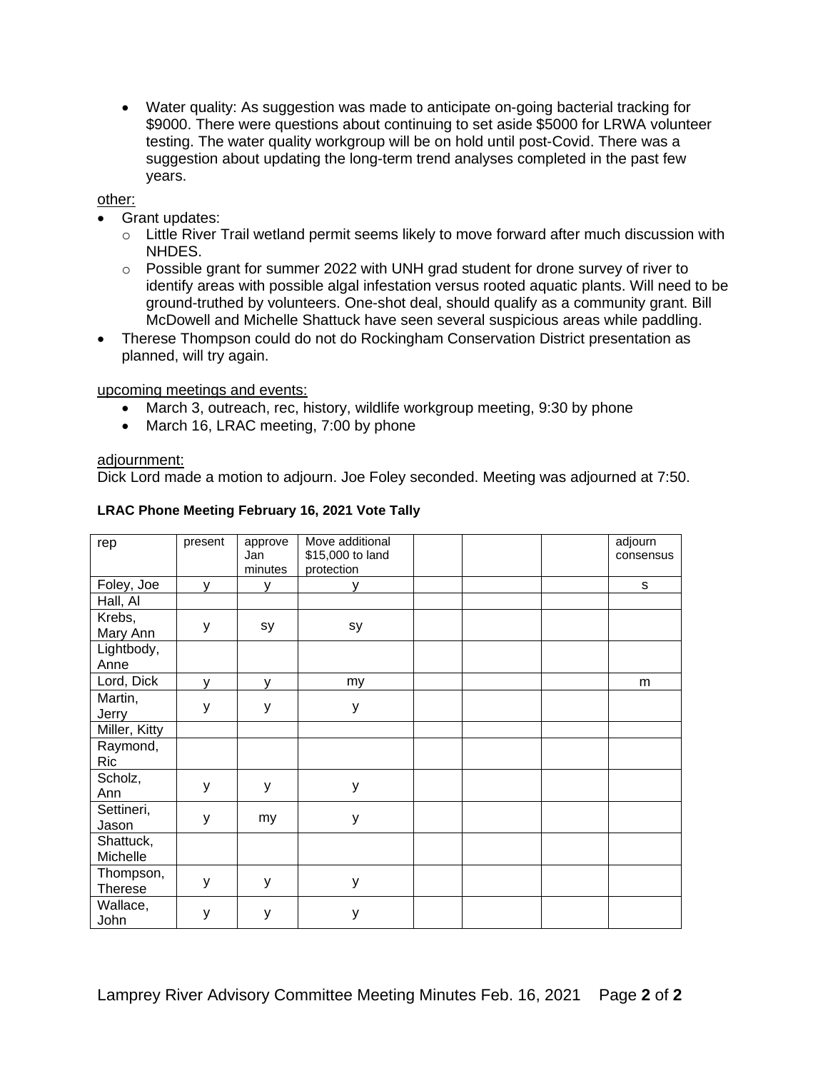- Water quality: As suggestion was made to anticipate on-going bacterial tracking for $9000. There were questions about continuing to set aside $5000 for LRWA volunteer testing. The water quality workgroup will be on hold until post-Covid. There was a suggestion about updating the long-term trend analyses completed in the past few years.

other:

- Grant updates:
  - Little River Trail wetland permit seems likely to move forward after much discussion with NHDES.
  - Possible grant for summer 2022 with UNH grad student for drone survey of river to identify areas with possible algal infestation versus rooted aquatic plants. Will need to be ground-truthed by volunteers. One-shot deal, should qualify as a community grant. Bill McDowell and Michelle Shattuck have seen several suspicious areas while paddling.
- Therese Thompson could do not do Rockingham Conservation District presentation as planned, will try again.

upcoming meetings and events:

- March 3, outreach, rec, history, wildlife workgroup meeting, 9:30 by phone
- March 16, LRAC meeting, 7:00 by phone

adjournment:

Dick Lord made a motion to adjourn. Joe Foley seconded. Meeting was adjourned at 7:50.

**LRAC Phone Meeting February 16, 2021 Vote Tally**

| rep | present | approve Jan minutes | Move additional $15,000 to land protection | | | | adjourn consensus |
|---|---|---|---|---|---|---|---|
| Foley, Joe | y | y | y | | | | s |
| Hall, Al | | | | | | | |
| Krebs, Mary Ann | y | sy | sy | | | | |
| Lightbody, Anne | | | | | | | |
| Lord, Dick | y | y | my | | | | m |
| Martin, Jerry | y | y | y | | | | |
| Miller, Kitty | | | | | | | |
| Raymond, Ric | | | | | | | |
| Scholz, Ann | y | y | y | | | | |
| Settineri, Jason | y | my | y | | | | |
| Shattuck, Michelle | | | | | | | |
| Thompson, Therese | y | y | y | | | | |
| Wallace, John | y | y | y | | | | |